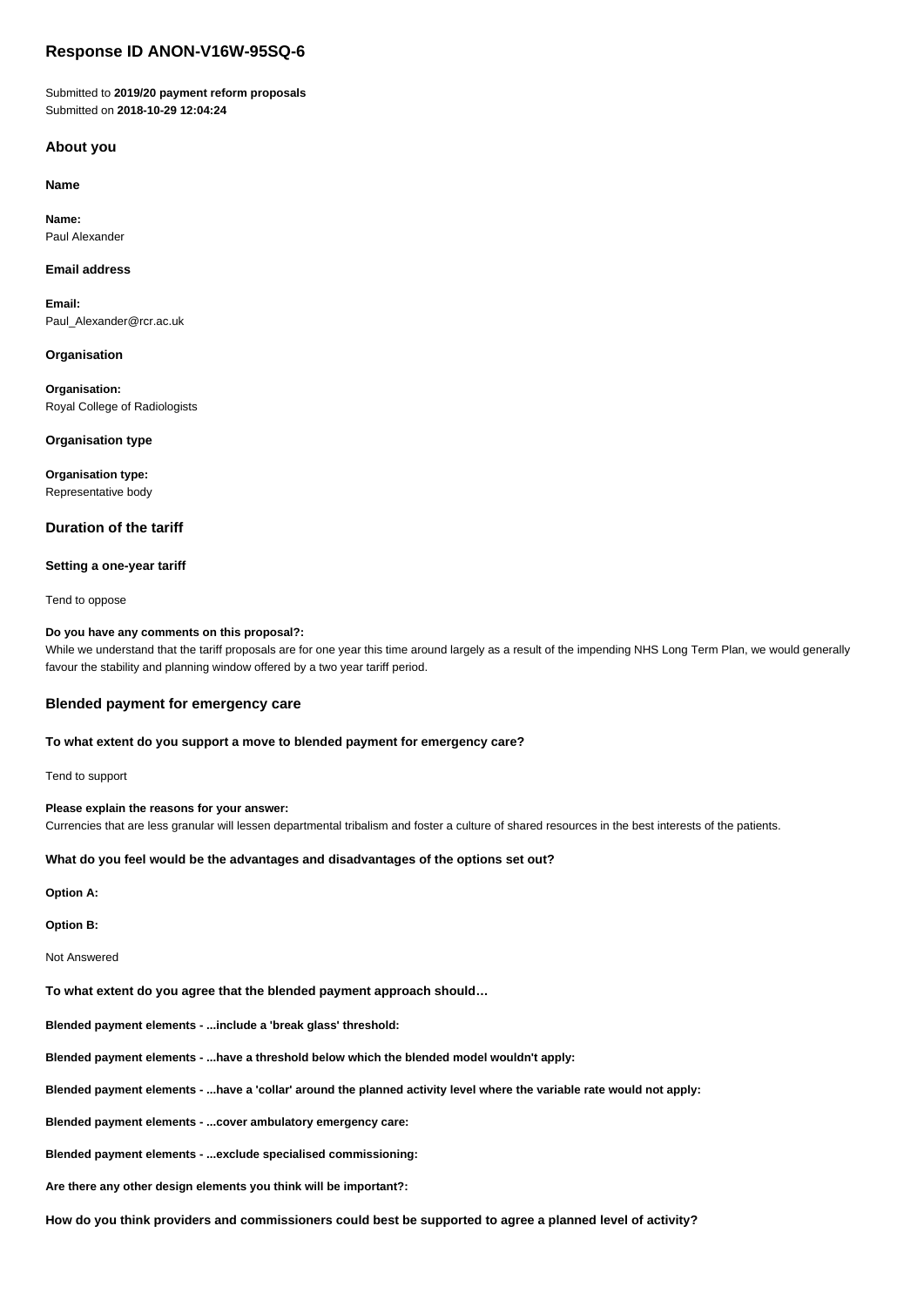# Response ID ANON-V16W-95SQ-6

Submitted to **2019/20 payment reform proposals**
Submitted on **2018-10-29 12:04:24**

## About you

### Name

**Name:**
Paul Alexander

### Email address

**Email:**
Paul_Alexander@rcr.ac.uk

### Organisation

**Organisation:**
Royal College of Radiologists

### Organisation type

**Organisation type:**
Representative body

## Duration of the tariff

### Setting a one-year tariff

Tend to oppose

**Do you have any comments on this proposal?:**
While we understand that the tariff proposals are for one year this time around largely as a result of the impending NHS Long Term Plan, we would generally favour the stability and planning window offered by a two year tariff period.

## Blended payment for emergency care

**To what extent do you support a move to blended payment for emergency care?**

Tend to support

**Please explain the reasons for your answer:**
Currencies that are less granular will lessen departmental tribalism and foster a culture of shared resources in the best interests of the patients.

**What do you feel would be the advantages and disadvantages of the options set out?**

**Option A:**

**Option B:**

Not Answered

**To what extent do you agree that the blended payment approach should…**

**Blended payment elements - ...include a 'break glass' threshold:**

**Blended payment elements - ...have a threshold below which the blended model wouldn't apply:**

**Blended payment elements - ...have a 'collar' around the planned activity level where the variable rate would not apply:**

**Blended payment elements - ...cover ambulatory emergency care:**

**Blended payment elements - ...exclude specialised commissioning:**

**Are there any other design elements you think will be important?:**

**How do you think providers and commissioners could best be supported to agree a planned level of activity?**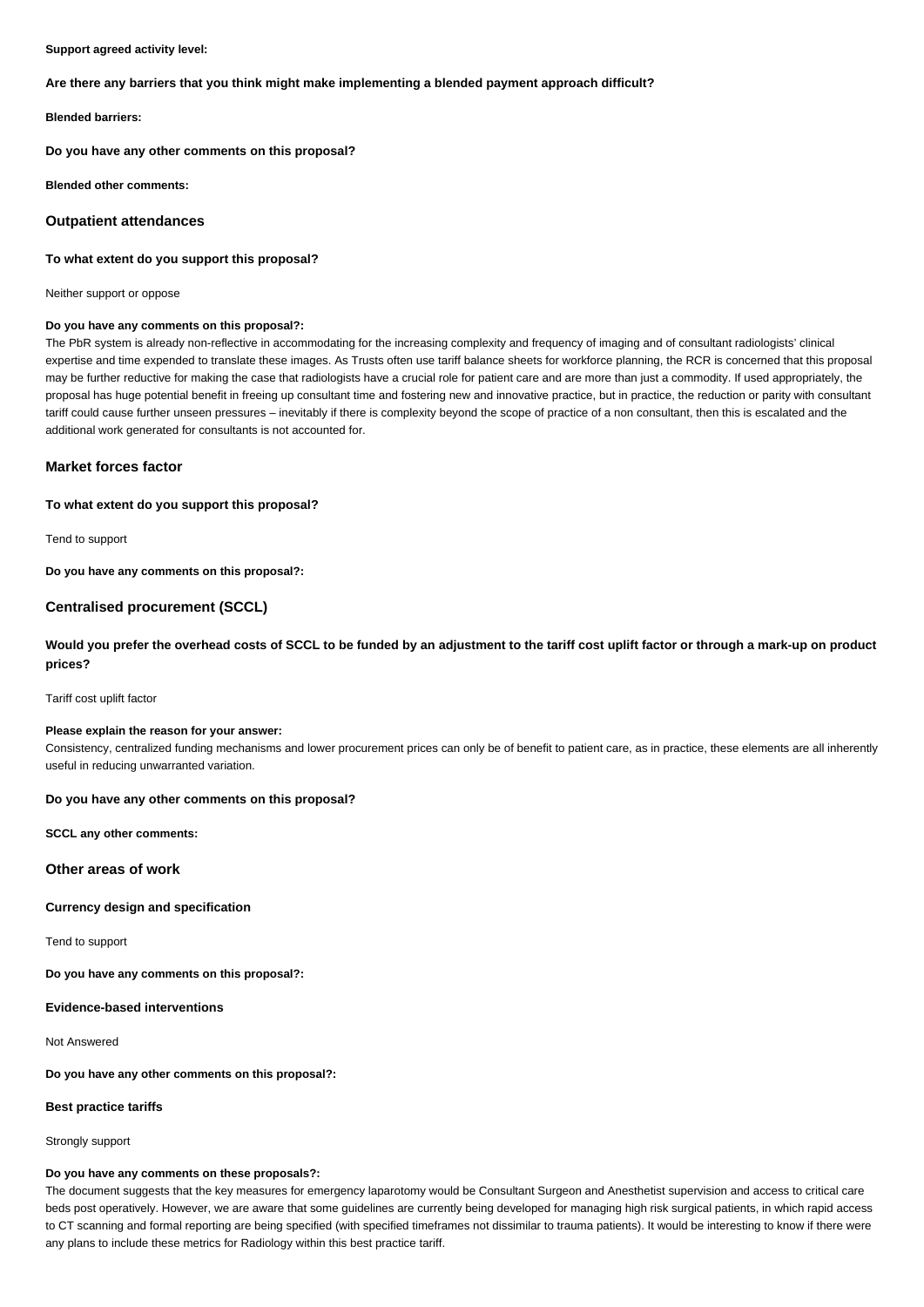**Support agreed activity level:**

**Are there any barriers that you think might make implementing a blended payment approach difficult?**

**Blended barriers:**

**Do you have any other comments on this proposal?**

**Blended other comments:**

### Outpatient attendances

**To what extent do you support this proposal?**

Neither support or oppose

**Do you have any comments on this proposal?:**

The PbR system is already non-reflective in accommodating for the increasing complexity and frequency of imaging and of consultant radiologists' clinical expertise and time expended to translate these images. As Trusts often use tariff balance sheets for workforce planning, the RCR is concerned that this proposal may be further reductive for making the case that radiologists have a crucial role for patient care and are more than just a commodity. If used appropriately, the proposal has huge potential benefit in freeing up consultant time and fostering new and innovative practice, but in practice, the reduction or parity with consultant tariff could cause further unseen pressures – inevitably if there is complexity beyond the scope of practice of a non consultant, then this is escalated and the additional work generated for consultants is not accounted for.

### Market forces factor

**To what extent do you support this proposal?**

Tend to support

**Do you have any comments on this proposal?:**

### Centralised procurement (SCCL)

**Would you prefer the overhead costs of SCCL to be funded by an adjustment to the tariff cost uplift factor or through a mark-up on product prices?**

Tariff cost uplift factor

**Please explain the reason for your answer:**

Consistency, centralized funding mechanisms and lower procurement prices can only be of benefit to patient care, as in practice, these elements are all inherently useful in reducing unwarranted variation.

**Do you have any other comments on this proposal?**

**SCCL any other comments:**

### Other areas of work

**Currency design and specification**

Tend to support

**Do you have any comments on this proposal?:**

**Evidence-based interventions**

Not Answered

**Do you have any other comments on this proposal?:**

**Best practice tariffs**

Strongly support

**Do you have any comments on these proposals?:**

The document suggests that the key measures for emergency laparotomy would be Consultant Surgeon and Anesthetist supervision and access to critical care beds post operatively. However, we are aware that some guidelines are currently being developed for managing high risk surgical patients, in which rapid access to CT scanning and formal reporting are being specified (with specified timeframes not dissimilar to trauma patients). It would be interesting to know if there were any plans to include these metrics for Radiology within this best practice tariff.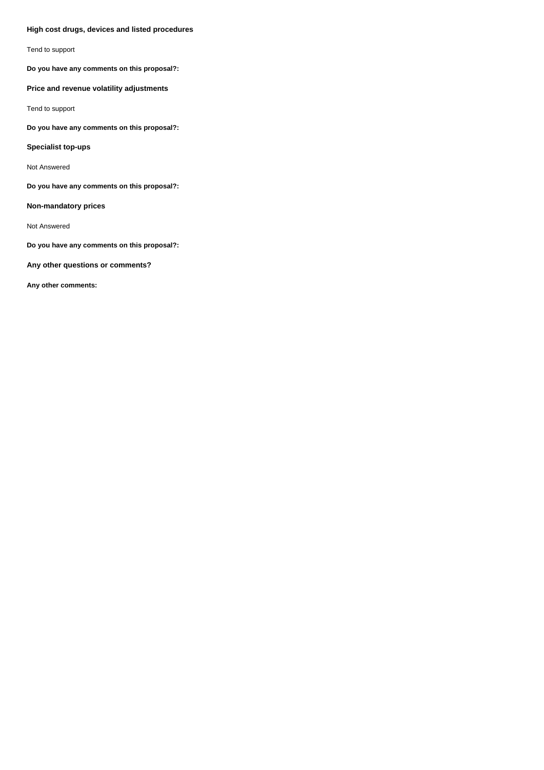**High cost drugs, devices and listed procedures**

Tend to support

**Do you have any comments on this proposal?:**

**Price and revenue volatility adjustments**

Tend to support

**Do you have any comments on this proposal?:**

**Specialist top-ups**

Not Answered

**Do you have any comments on this proposal?:**

**Non-mandatory prices**

Not Answered

**Do you have any comments on this proposal?:**

**Any other questions or comments?**

**Any other comments:**